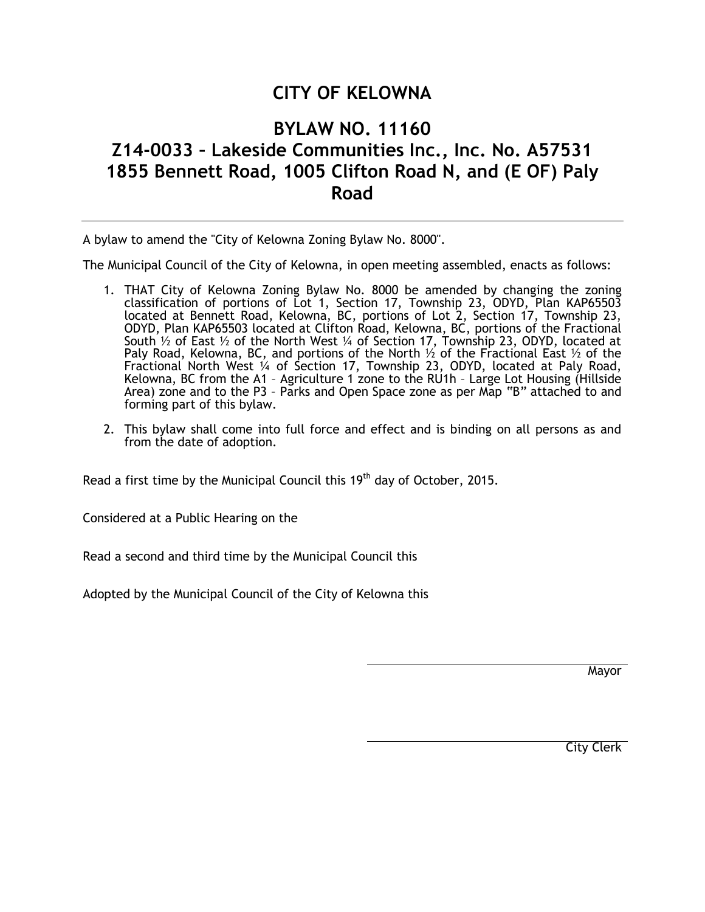# CITY OF KELOWNA

## BYLAW NO. 11160
## Z14-0033 – Lakeside Communities Inc., Inc. No. A57531
## 1855 Bennett Road, 1005 Clifton Road N, and (E OF) Paly Road

---

A bylaw to amend the "City of Kelowna Zoning Bylaw No. 8000".

The Municipal Council of the City of Kelowna, in open meeting assembled, enacts as follows:

1. THAT City of Kelowna Zoning Bylaw No. 8000 be amended by changing the zoning classification of portions of Lot 1, Section 17, Township 23, ODYD, Plan KAP65503 located at Bennett Road, Kelowna, BC, portions of Lot 2, Section 17, Township 23, ODYD, Plan KAP65503 located at Clifton Road, Kelowna, BC, portions of the Fractional South ½ of East ½ of the North West ¼ of Section 17, Township 23, ODYD, located at Paly Road, Kelowna, BC, and portions of the North ½ of the Fractional East ½ of the Fractional North West ¼ of Section 17, Township 23, ODYD, located at Paly Road, Kelowna, BC from the A1 – Agriculture 1 zone to the RU1h – Large Lot Housing (Hillside Area) zone and to the P3 – Parks and Open Space zone as per Map "B" attached to and forming part of this bylaw.

2. This bylaw shall come into full force and effect and is binding on all persons as and from the date of adoption.

Read a first time by the Municipal Council this 19th day of October, 2015.

Considered at a Public Hearing on the

Read a second and third time by the Municipal Council this

Adopted by the Municipal Council of the City of Kelowna this

Mayor

City Clerk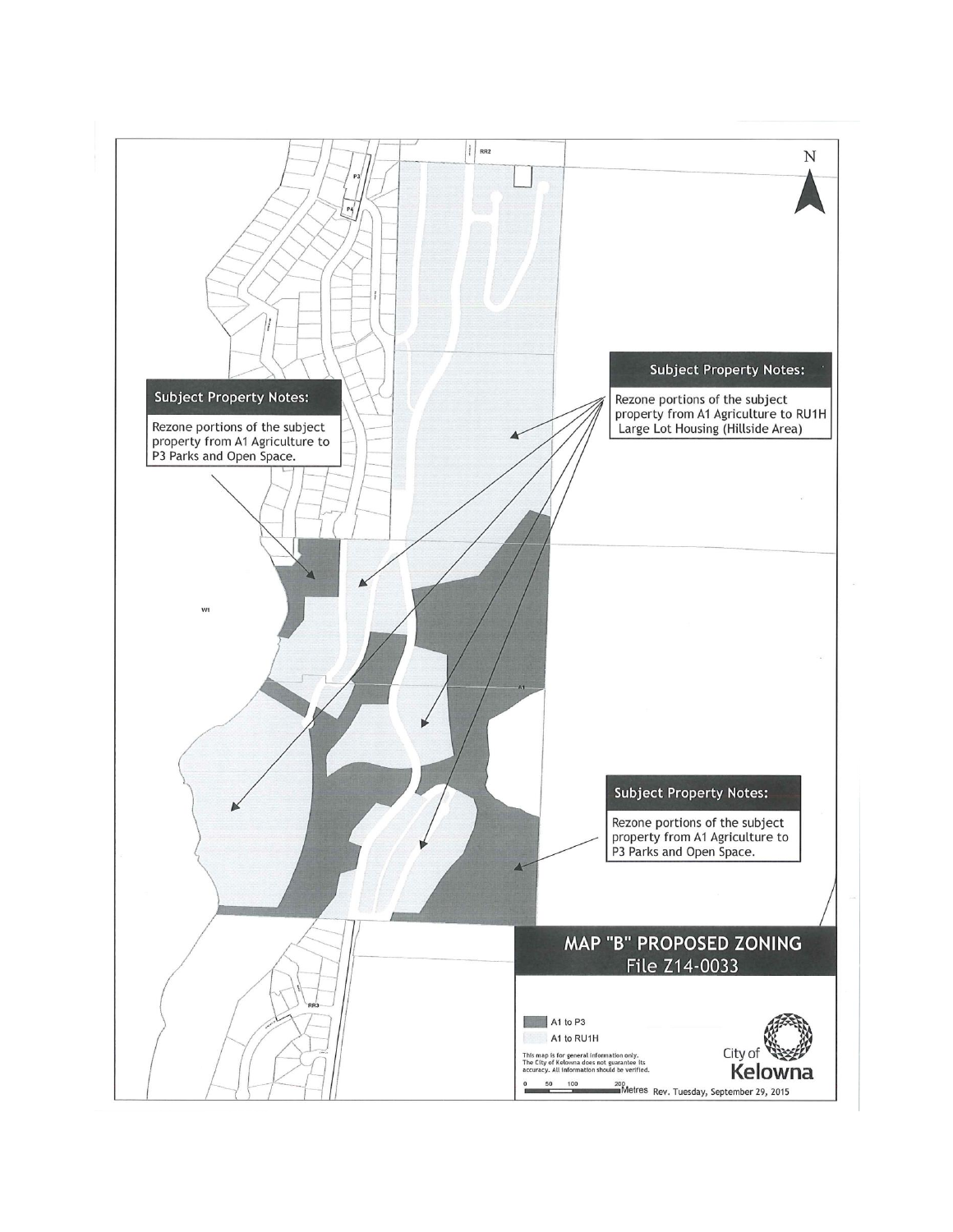N

RR2

P3

P4

W1

A1

RR3

**Subject Property Notes:**

Rezone portions of the subject property from A1 Agriculture to P3 Parks and Open Space.

**Subject Property Notes:**

Rezone portions of the subject property from A1 Agriculture to RU1H Large Lot Housing (Hillside Area)

**Subject Property Notes:**

Rezone portions of the subject property from A1 Agriculture to P3 Parks and Open Space.

## MAP "B" PROPOSED ZONING

File Z14-0033

A1 to P3

A1 to RU1H

This map is for general information only. The City of Kelowna does not guarantee its accuracy. All information should be verified.

City of Kelowna

0 50 100 200 Metres

Rev. Tuesday, September 29, 2015